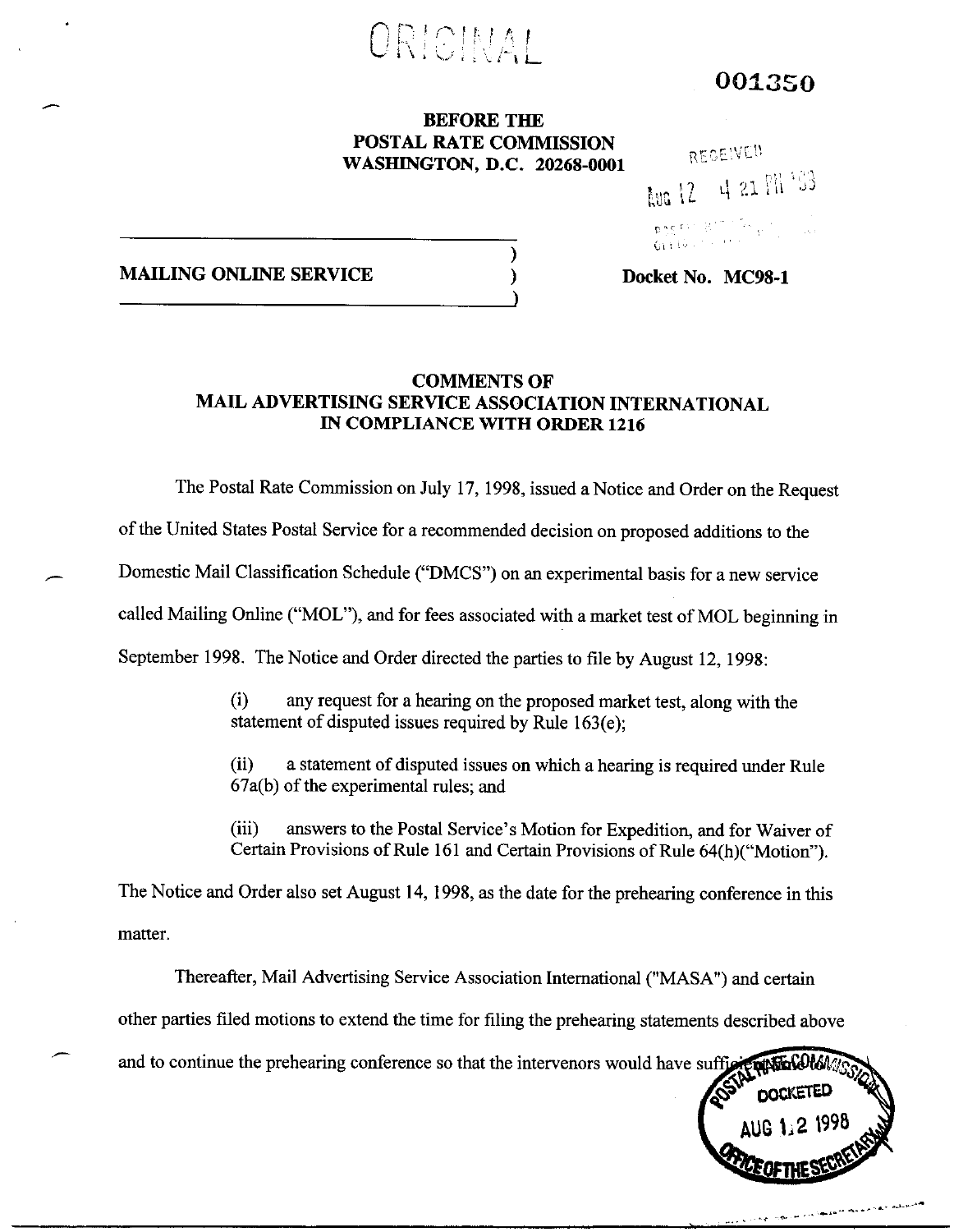ORIGINAL

001350

**BEFORE THE**
**POSTAL RATE COMMISSION**
**WASHINGTON, D.C. 20268-0001**

RECEIVED
AUG 12 4 21 PM '98

**MAILING ONLINE SERVICE** ) **Docket No. MC98-1**

## COMMENTS OF MAIL ADVERTISING SERVICE ASSOCIATION INTERNATIONAL IN COMPLIANCE WITH ORDER 1216

The Postal Rate Commission on July 17, 1998, issued a Notice and Order on the Request of the United States Postal Service for a recommended decision on proposed additions to the Domestic Mail Classification Schedule ("DMCS") on an experimental basis for a new service called Mailing Online ("MOL"), and for fees associated with a market test of MOL beginning in September 1998. The Notice and Order directed the parties to file by August 12, 1998:

> (i) any request for a hearing on the proposed market test, along with the statement of disputed issues required by Rule 163(e);
>
> (ii) a statement of disputed issues on which a hearing is required under Rule 67a(b) of the experimental rules; and
>
> (iii) answers to the Postal Service's Motion for Expedition, and for Waiver of Certain Provisions of Rule 161 and Certain Provisions of Rule 64(h)("Motion").

The Notice and Order also set August 14, 1998, as the date for the prehearing conference in this matter.

Thereafter, Mail Advertising Service Association International ("MASA") and certain other parties filed motions to extend the time for filing the prehearing statements described above and to continue the prehearing conference so that the intervenors would have suffi

POSTAL RATE COMMISSION
DOCKETED
AUG 12 1998
OFFICE OF THE SECRETARY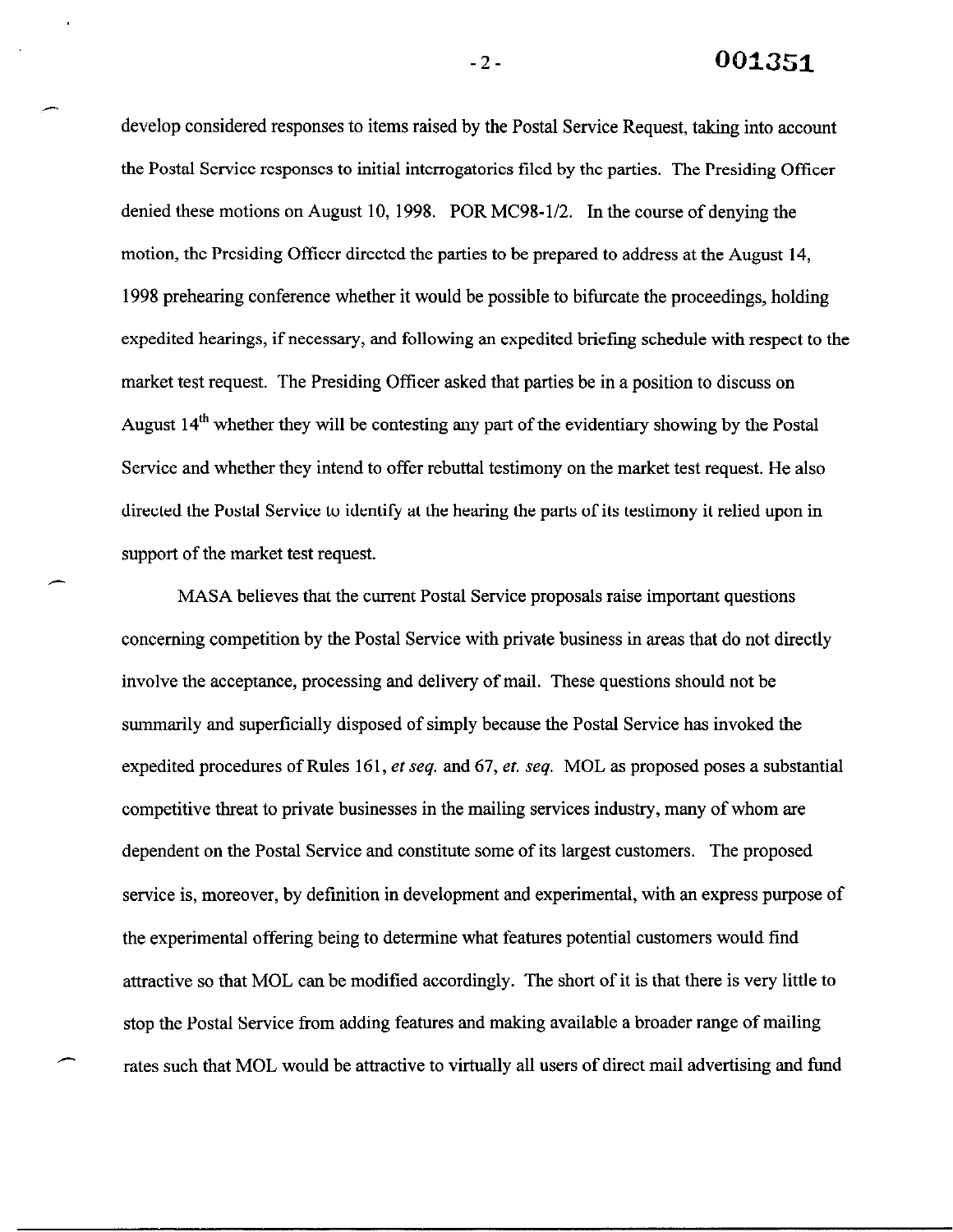develop considered responses to items raised by the Postal Service Request, taking into account the Postal Service responses to initial interrogatories filed by the parties. The Presiding Officer denied these motions on August 10, 1998. POR MC98-1/2. In the course of denying the motion, the Presiding Officer directed the parties to be prepared to address at the August 14, 1998 prehearing conference whether it would be possible to bifurcate the proceedings, holding expedited hearings, if necessary, and following an expedited briefing schedule with respect to the market test request. The Presiding Officer asked that parties be in a position to discuss on August 14th whether they will be contesting any part of the evidentiary showing by the Postal Service and whether they intend to offer rebuttal testimony on the market test request. He also directed the Postal Service to identify at the hearing the parts of its testimony it relied upon in support of the market test request.

MASA believes that the current Postal Service proposals raise important questions concerning competition by the Postal Service with private business in areas that do not directly involve the acceptance, processing and delivery of mail. These questions should not be summarily and superficially disposed of simply because the Postal Service has invoked the expedited procedures of Rules 161, *et seq.* and 67, *et. seq.* MOL as proposed poses a substantial competitive threat to private businesses in the mailing services industry, many of whom are dependent on the Postal Service and constitute some of its largest customers. The proposed service is, moreover, by definition in development and experimental, with an express purpose of the experimental offering being to determine what features potential customers would find attractive so that MOL can be modified accordingly. The short of it is that there is very little to stop the Postal Service from adding features and making available a broader range of mailing rates such that MOL would be attractive to virtually all users of direct mail advertising and fund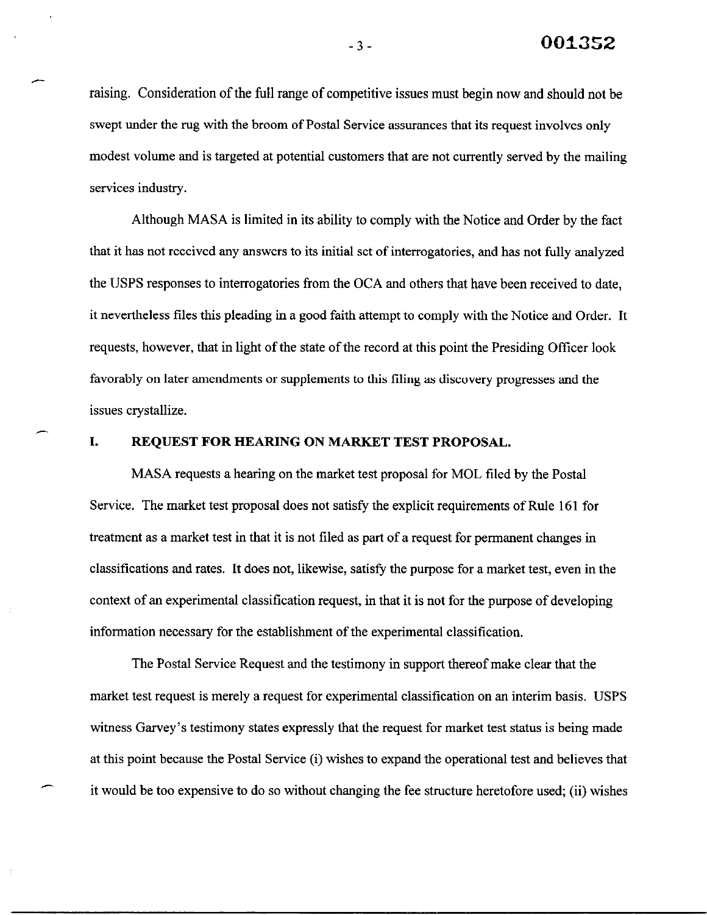raising. Consideration of the full range of competitive issues must begin now and should not be swept under the rug with the broom of Postal Service assurances that its request involves only modest volume and is targeted at potential customers that are not currently served by the mailing services industry.

Although MASA is limited in its ability to comply with the Notice and Order by the fact that it has not received any answers to its initial set of interrogatories, and has not fully analyzed the USPS responses to interrogatories from the OCA and others that have been received to date, it nevertheless files this pleading in a good faith attempt to comply with the Notice and Order. It requests, however, that in light of the state of the record at this point the Presiding Officer look favorably on later amendments or supplements to this filing as discovery progresses and the issues crystallize.

## I. REQUEST FOR HEARING ON MARKET TEST PROPOSAL.

MASA requests a hearing on the market test proposal for MOL filed by the Postal Service. The market test proposal does not satisfy the explicit requirements of Rule 161 for treatment as a market test in that it is not filed as part of a request for permanent changes in classifications and rates. It does not, likewise, satisfy the purpose for a market test, even in the context of an experimental classification request, in that it is not for the purpose of developing information necessary for the establishment of the experimental classification.

The Postal Service Request and the testimony in support thereof make clear that the market test request is merely a request for experimental classification on an interim basis. USPS witness Garvey's testimony states expressly that the request for market test status is being made at this point because the Postal Service (i) wishes to expand the operational test and believes that it would be too expensive to do so without changing the fee structure heretofore used; (ii) wishes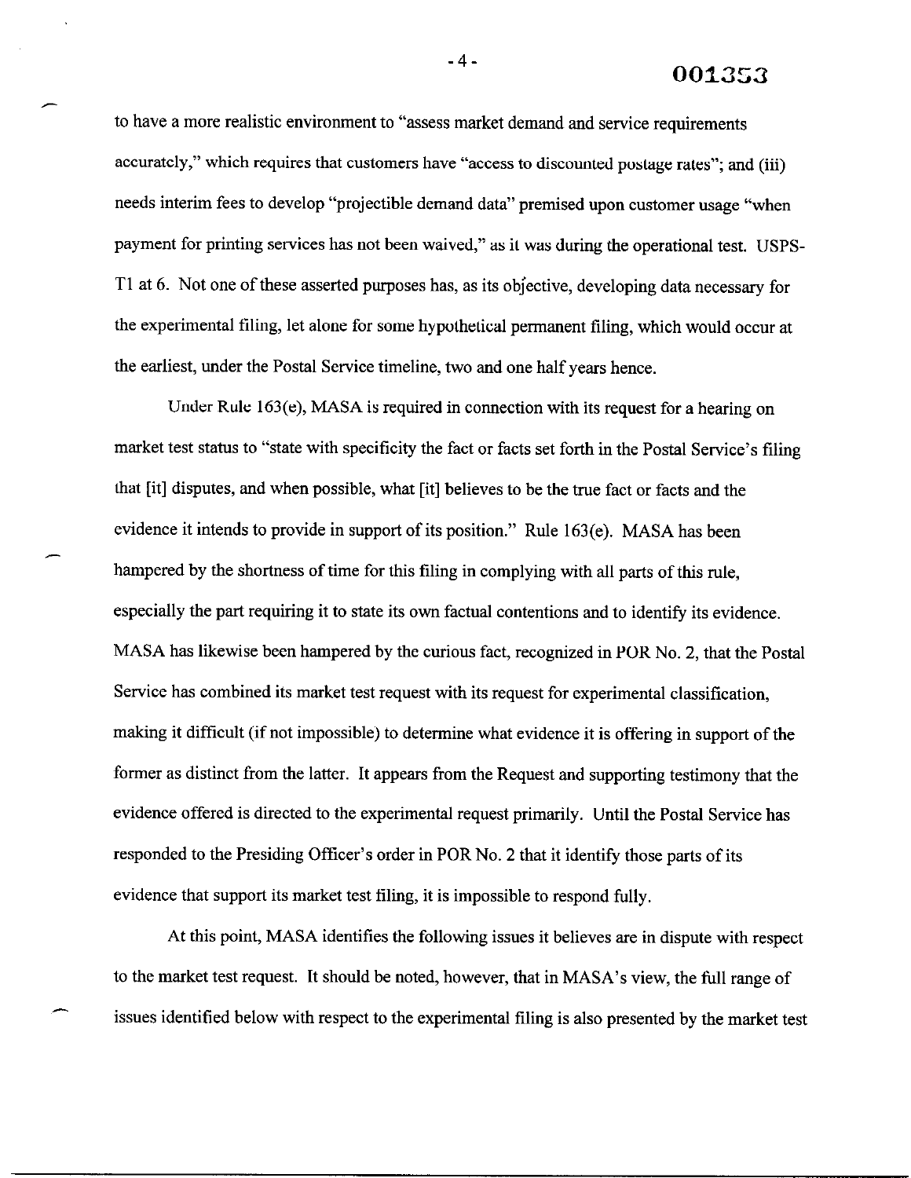to have a more realistic environment to "assess market demand and service requirements accurately," which requires that customers have "access to discounted postage rates"; and (iii) needs interim fees to develop "projectible demand data" premised upon customer usage "when payment for printing services has not been waived," as it was during the operational test. USPS-T1 at 6. Not one of these asserted purposes has, as its objective, developing data necessary for the experimental filing, let alone for some hypothetical permanent filing, which would occur at the earliest, under the Postal Service timeline, two and one half years hence.

Under Rule 163(e), MASA is required in connection with its request for a hearing on market test status to "state with specificity the fact or facts set forth in the Postal Service's filing that [it] disputes, and when possible, what [it] believes to be the true fact or facts and the evidence it intends to provide in support of its position." Rule 163(e). MASA has been hampered by the shortness of time for this filing in complying with all parts of this rule, especially the part requiring it to state its own factual contentions and to identify its evidence. MASA has likewise been hampered by the curious fact, recognized in POR No. 2, that the Postal Service has combined its market test request with its request for experimental classification, making it difficult (if not impossible) to determine what evidence it is offering in support of the former as distinct from the latter. It appears from the Request and supporting testimony that the evidence offered is directed to the experimental request primarily. Until the Postal Service has responded to the Presiding Officer's order in POR No. 2 that it identify those parts of its evidence that support its market test filing, it is impossible to respond fully.

At this point, MASA identifies the following issues it believes are in dispute with respect to the market test request. It should be noted, however, that in MASA's view, the full range of issues identified below with respect to the experimental filing is also presented by the market test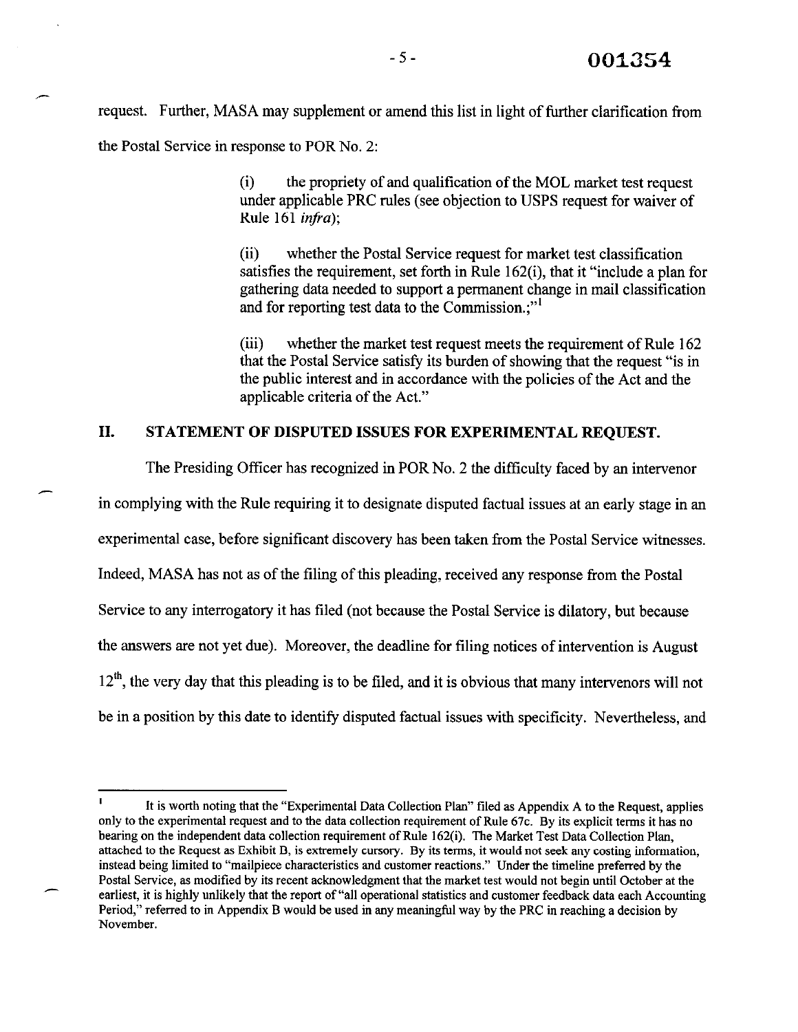request. Further, MASA may supplement or amend this list in light of further clarification from the Postal Service in response to POR No. 2:

> (i) the propriety of and qualification of the MOL market test request under applicable PRC rules (see objection to USPS request for waiver of Rule 161 *infra*);
>
> (ii) whether the Postal Service request for market test classification satisfies the requirement, set forth in Rule 162(i), that it "include a plan for gathering data needed to support a permanent change in mail classification and for reporting test data to the Commission.;"[1]
>
> (iii) whether the market test request meets the requirement of Rule 162 that the Postal Service satisfy its burden of showing that the request "is in the public interest and in accordance with the policies of the Act and the applicable criteria of the Act."

## II. STATEMENT OF DISPUTED ISSUES FOR EXPERIMENTAL REQUEST.

The Presiding Officer has recognized in POR No. 2 the difficulty faced by an intervenor in complying with the Rule requiring it to designate disputed factual issues at an early stage in an experimental case, before significant discovery has been taken from the Postal Service witnesses. Indeed, MASA has not as of the filing of this pleading, received any response from the Postal Service to any interrogatory it has filed (not because the Postal Service is dilatory, but because the answers are not yet due). Moreover, the deadline for filing notices of intervention is August 12th, the very day that this pleading is to be filed, and it is obvious that many intervenors will not be in a position by this date to identify disputed factual issues with specificity. Nevertheless, and

---

[1] It is worth noting that the "Experimental Data Collection Plan" filed as Appendix A to the Request, applies only to the experimental request and to the data collection requirement of Rule 67c. By its explicit terms it has no bearing on the independent data collection requirement of Rule 162(i). The Market Test Data Collection Plan, attached to the Request as Exhibit B, is extremely cursory. By its terms, it would not seek any costing information, instead being limited to "mailpiece characteristics and customer reactions." Under the timeline preferred by the Postal Service, as modified by its recent acknowledgment that the market test would not begin until October at the earliest, it is highly unlikely that the report of "all operational statistics and customer feedback data each Accounting Period," referred to in Appendix B would be used in any meaningful way by the PRC in reaching a decision by November.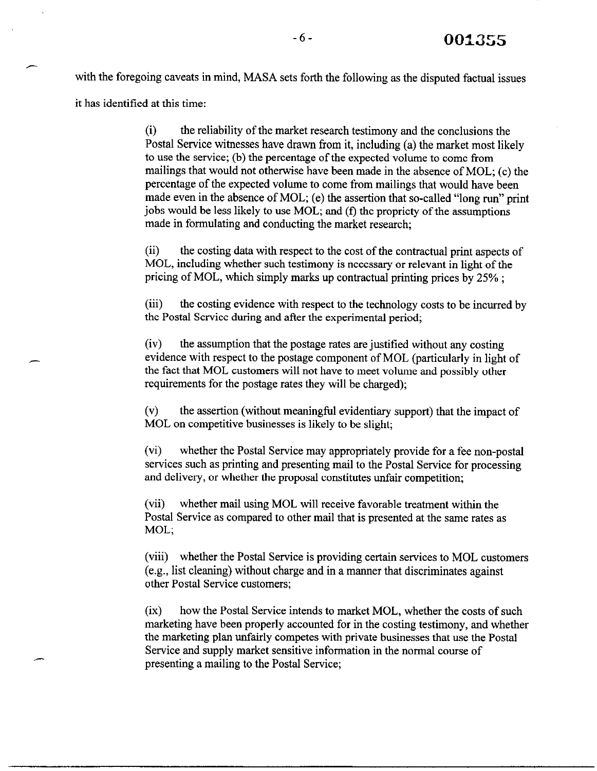with the foregoing caveats in mind, MASA sets forth the following as the disputed factual issues it has identified at this time:

> (i) the reliability of the market research testimony and the conclusions the Postal Service witnesses have drawn from it, including (a) the market most likely to use the service; (b) the percentage of the expected volume to come from mailings that would not otherwise have been made in the absence of MOL; (c) the percentage of the expected volume to come from mailings that would have been made even in the absence of MOL; (e) the assertion that so-called "long run" print jobs would be less likely to use MOL; and (f) the propriety of the assumptions made in formulating and conducting the market research;
>
> (ii) the costing data with respect to the cost of the contractual print aspects of MOL, including whether such testimony is necessary or relevant in light of the pricing of MOL, which simply marks up contractual printing prices by 25% ;
>
> (iii) the costing evidence with respect to the technology costs to be incurred by the Postal Service during and after the experimental period;
>
> (iv) the assumption that the postage rates are justified without any costing evidence with respect to the postage component of MOL (particularly in light of the fact that MOL customers will not have to meet volume and possibly other requirements for the postage rates they will be charged);
>
> (v) the assertion (without meaningful evidentiary support) that the impact of MOL on competitive businesses is likely to be slight;
>
> (vi) whether the Postal Service may appropriately provide for a fee non-postal services such as printing and presenting mail to the Postal Service for processing and delivery, or whether the proposal constitutes unfair competition;
>
> (vii) whether mail using MOL will receive favorable treatment within the Postal Service as compared to other mail that is presented at the same rates as MOL;
>
> (viii) whether the Postal Service is providing certain services to MOL customers (e.g., list cleaning) without charge and in a manner that discriminates against other Postal Service customers;
>
> (ix) how the Postal Service intends to market MOL, whether the costs of such marketing have been properly accounted for in the costing testimony, and whether the marketing plan unfairly competes with private businesses that use the Postal Service and supply market sensitive information in the normal course of presenting a mailing to the Postal Service;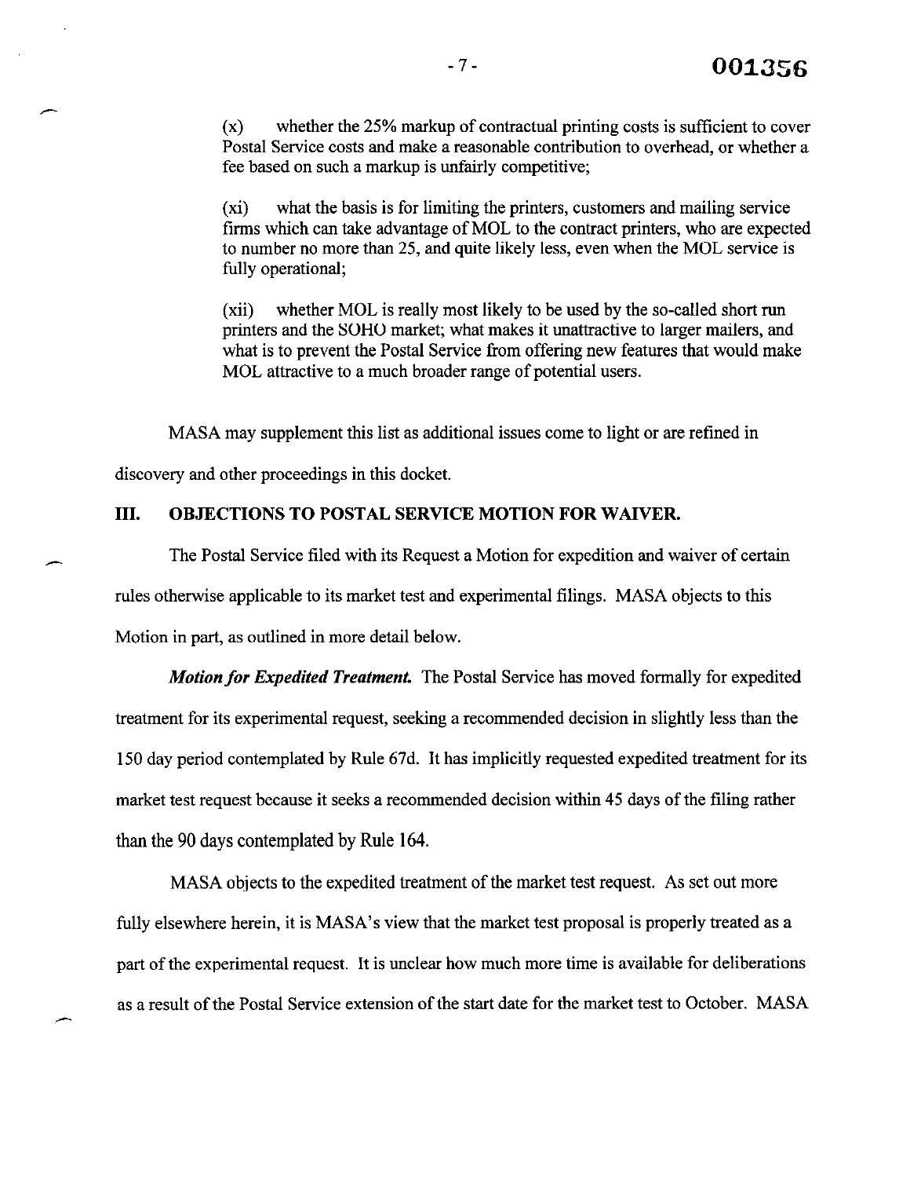(x) whether the 25% markup of contractual printing costs is sufficient to cover Postal Service costs and make a reasonable contribution to overhead, or whether a fee based on such a markup is unfairly competitive;

(xi) what the basis is for limiting the printers, customers and mailing service firms which can take advantage of MOL to the contract printers, who are expected to number no more than 25, and quite likely less, even when the MOL service is fully operational;

(xii) whether MOL is really most likely to be used by the so-called short run printers and the SOHO market; what makes it unattractive to larger mailers, and what is to prevent the Postal Service from offering new features that would make MOL attractive to a much broader range of potential users.

MASA may supplement this list as additional issues come to light or are refined in discovery and other proceedings in this docket.

## III. OBJECTIONS TO POSTAL SERVICE MOTION FOR WAIVER.

The Postal Service filed with its Request a Motion for expedition and waiver of certain rules otherwise applicable to its market test and experimental filings. MASA objects to this Motion in part, as outlined in more detail below.

***Motion for Expedited Treatment.*** The Postal Service has moved formally for expedited treatment for its experimental request, seeking a recommended decision in slightly less than the 150 day period contemplated by Rule 67d. It has implicitly requested expedited treatment for its market test request because it seeks a recommended decision within 45 days of the filing rather than the 90 days contemplated by Rule 164.

MASA objects to the expedited treatment of the market test request. As set out more fully elsewhere herein, it is MASA's view that the market test proposal is properly treated as a part of the experimental request. It is unclear how much more time is available for deliberations as a result of the Postal Service extension of the start date for the market test to October. MASA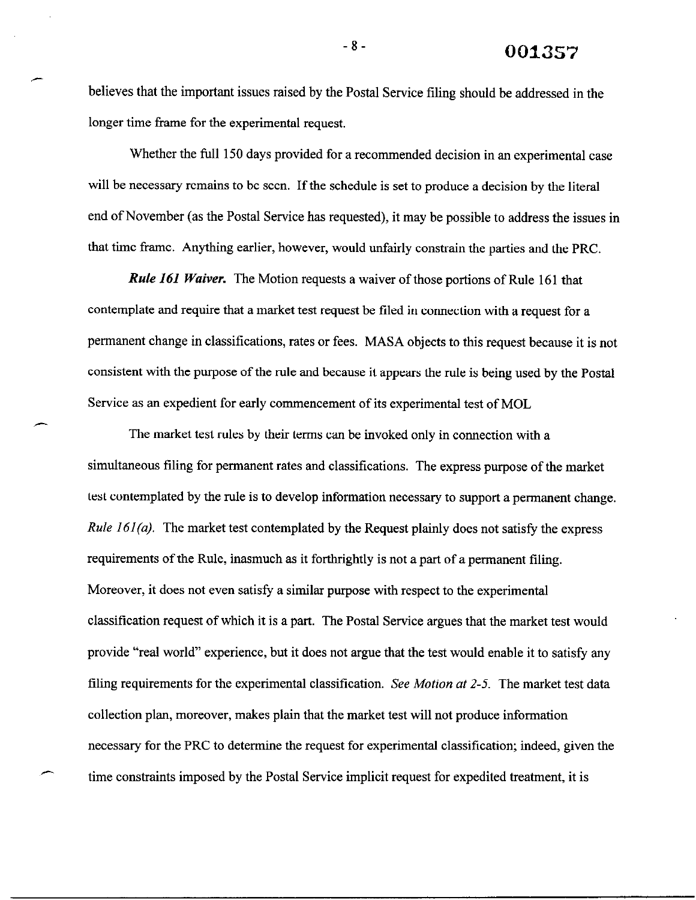believes that the important issues raised by the Postal Service filing should be addressed in the longer time frame for the experimental request.

Whether the full 150 days provided for a recommended decision in an experimental case will be necessary remains to be seen. If the schedule is set to produce a decision by the literal end of November (as the Postal Service has requested), it may be possible to address the issues in that time frame. Anything earlier, however, would unfairly constrain the parties and the PRC.

***Rule 161 Waiver.*** The Motion requests a waiver of those portions of Rule 161 that contemplate and require that a market test request be filed in connection with a request for a permanent change in classifications, rates or fees. MASA objects to this request because it is not consistent with the purpose of the rule and because it appears the rule is being used by the Postal Service as an expedient for early commencement of its experimental test of MOL

The market test rules by their terms can be invoked only in connection with a simultaneous filing for permanent rates and classifications. The express purpose of the market test contemplated by the rule is to develop information necessary to support a permanent change. *Rule 161(a).* The market test contemplated by the Request plainly does not satisfy the express requirements of the Rule, inasmuch as it forthrightly is not a part of a permanent filing. Moreover, it does not even satisfy a similar purpose with respect to the experimental classification request of which it is a part. The Postal Service argues that the market test would provide "real world" experience, but it does not argue that the test would enable it to satisfy any filing requirements for the experimental classification. *See Motion at 2-5.* The market test data collection plan, moreover, makes plain that the market test will not produce information necessary for the PRC to determine the request for experimental classification; indeed, given the time constraints imposed by the Postal Service implicit request for expedited treatment, it is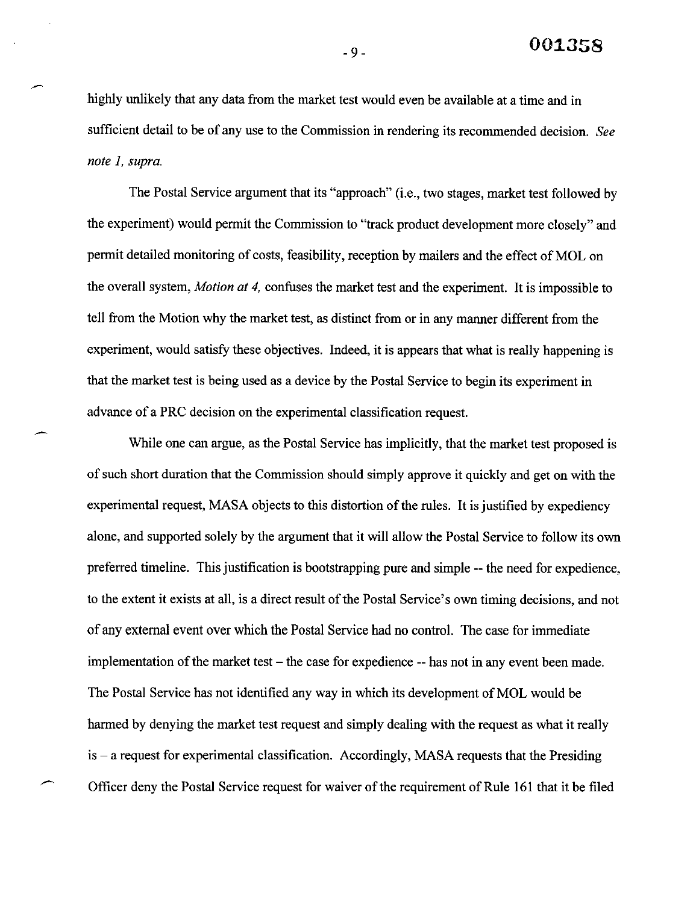highly unlikely that any data from the market test would even be available at a time and in sufficient detail to be of any use to the Commission in rendering its recommended decision. *See note 1, supra.*

The Postal Service argument that its "approach" (i.e., two stages, market test followed by the experiment) would permit the Commission to "track product development more closely" and permit detailed monitoring of costs, feasibility, reception by mailers and the effect of MOL on the overall system, *Motion at 4,* confuses the market test and the experiment. It is impossible to tell from the Motion why the market test, as distinct from or in any manner different from the experiment, would satisfy these objectives. Indeed, it is appears that what is really happening is that the market test is being used as a device by the Postal Service to begin its experiment in advance of a PRC decision on the experimental classification request.

While one can argue, as the Postal Service has implicitly, that the market test proposed is of such short duration that the Commission should simply approve it quickly and get on with the experimental request, MASA objects to this distortion of the rules. It is justified by expediency alone, and supported solely by the argument that it will allow the Postal Service to follow its own preferred timeline. This justification is bootstrapping pure and simple -- the need for expedience, to the extent it exists at all, is a direct result of the Postal Service's own timing decisions, and not of any external event over which the Postal Service had no control. The case for immediate implementation of the market test – the case for expedience -- has not in any event been made. The Postal Service has not identified any way in which its development of MOL would be harmed by denying the market test request and simply dealing with the request as what it really is – a request for experimental classification. Accordingly, MASA requests that the Presiding Officer deny the Postal Service request for waiver of the requirement of Rule 161 that it be filed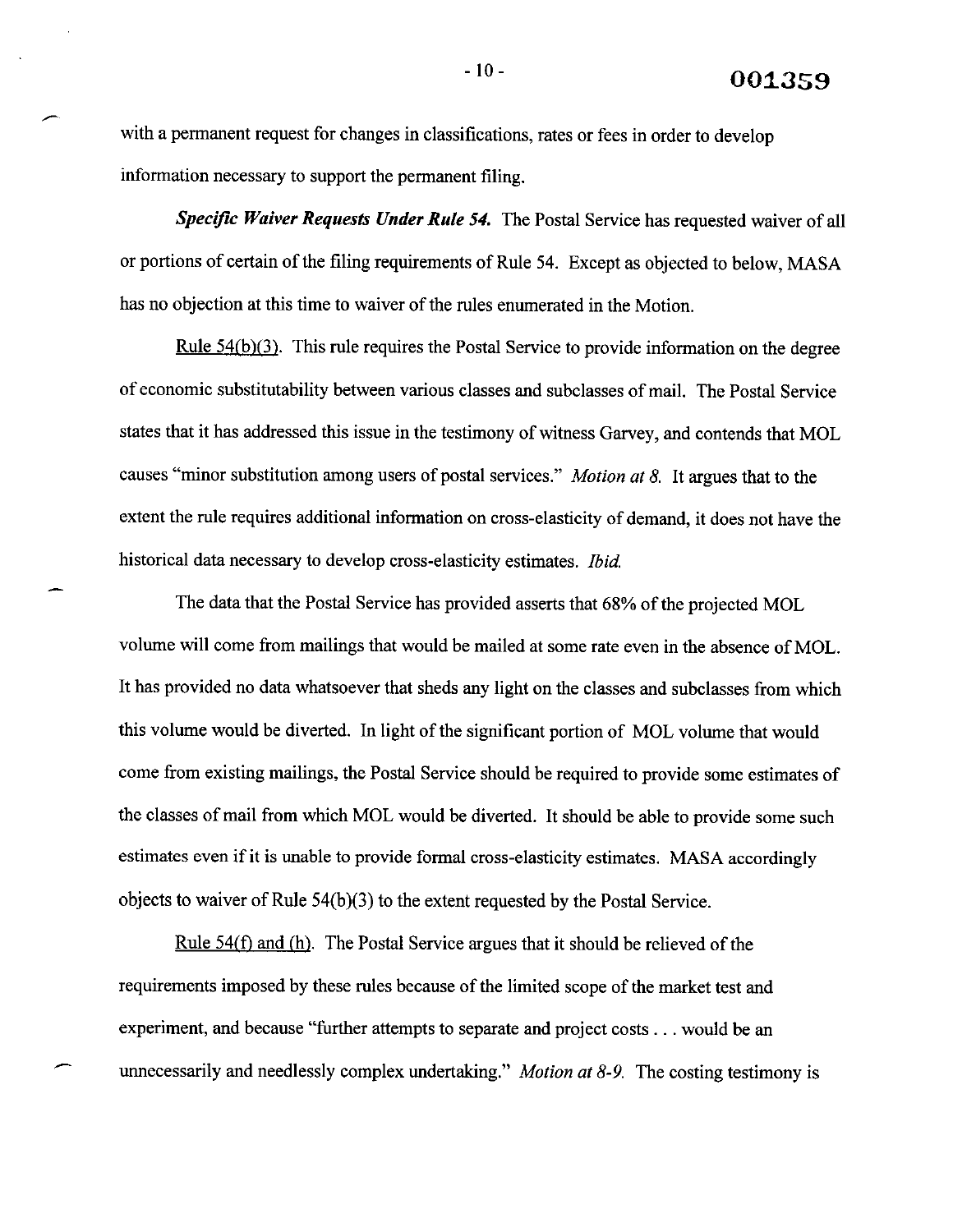with a permanent request for changes in classifications, rates or fees in order to develop information necessary to support the permanent filing.

***Specific Waiver Requests Under Rule 54.*** The Postal Service has requested waiver of all or portions of certain of the filing requirements of Rule 54. Except as objected to below, MASA has no objection at this time to waiver of the rules enumerated in the Motion.

Rule 54(b)(3). This rule requires the Postal Service to provide information on the degree of economic substitutability between various classes and subclasses of mail. The Postal Service states that it has addressed this issue in the testimony of witness Garvey, and contends that MOL causes "minor substitution among users of postal services." *Motion at 8.* It argues that to the extent the rule requires additional information on cross-elasticity of demand, it does not have the historical data necessary to develop cross-elasticity estimates. *Ibid.*

The data that the Postal Service has provided asserts that 68% of the projected MOL volume will come from mailings that would be mailed at some rate even in the absence of MOL. It has provided no data whatsoever that sheds any light on the classes and subclasses from which this volume would be diverted. In light of the significant portion of MOL volume that would come from existing mailings, the Postal Service should be required to provide some estimates of the classes of mail from which MOL would be diverted. It should be able to provide some such estimates even if it is unable to provide formal cross-elasticity estimates. MASA accordingly objects to waiver of Rule 54(b)(3) to the extent requested by the Postal Service.

Rule 54(f) and (h). The Postal Service argues that it should be relieved of the requirements imposed by these rules because of the limited scope of the market test and experiment, and because "further attempts to separate and project costs . . . would be an unnecessarily and needlessly complex undertaking." *Motion at 8-9.* The costing testimony is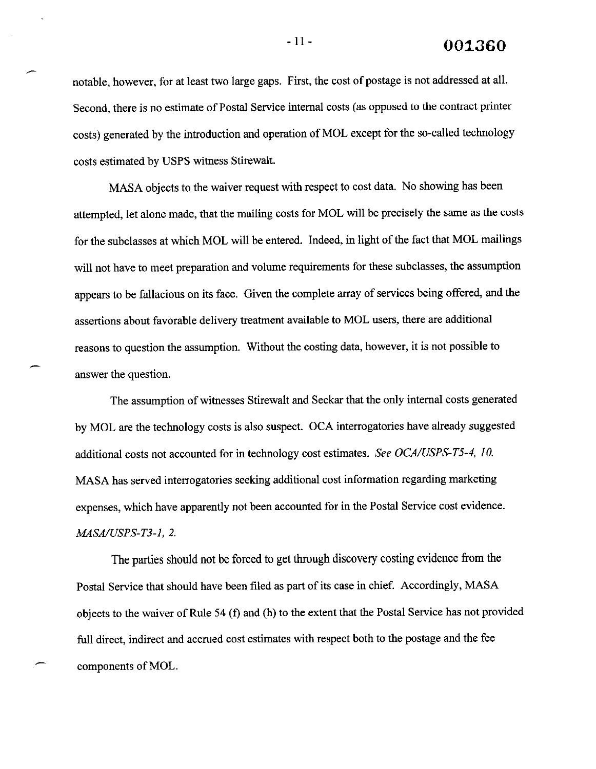notable, however, for at least two large gaps. First, the cost of postage is not addressed at all. Second, there is no estimate of Postal Service internal costs (as opposed to the contract printer costs) generated by the introduction and operation of MOL except for the so-called technology costs estimated by USPS witness Stirewalt.

MASA objects to the waiver request with respect to cost data. No showing has been attempted, let alone made, that the mailing costs for MOL will be precisely the same as the costs for the subclasses at which MOL will be entered. Indeed, in light of the fact that MOL mailings will not have to meet preparation and volume requirements for these subclasses, the assumption appears to be fallacious on its face. Given the complete array of services being offered, and the assertions about favorable delivery treatment available to MOL users, there are additional reasons to question the assumption. Without the costing data, however, it is not possible to answer the question.

The assumption of witnesses Stirewalt and Seckar that the only internal costs generated by MOL are the technology costs is also suspect. OCA interrogatories have already suggested additional costs not accounted for in technology cost estimates. *See OCA/USPS-T5-4, 10.* MASA has served interrogatories seeking additional cost information regarding marketing expenses, which have apparently not been accounted for in the Postal Service cost evidence. *MASA/USPS-T3-1, 2.*

The parties should not be forced to get through discovery costing evidence from the Postal Service that should have been filed as part of its case in chief. Accordingly, MASA objects to the waiver of Rule 54 (f) and (h) to the extent that the Postal Service has not provided full direct, indirect and accrued cost estimates with respect both to the postage and the fee components of MOL.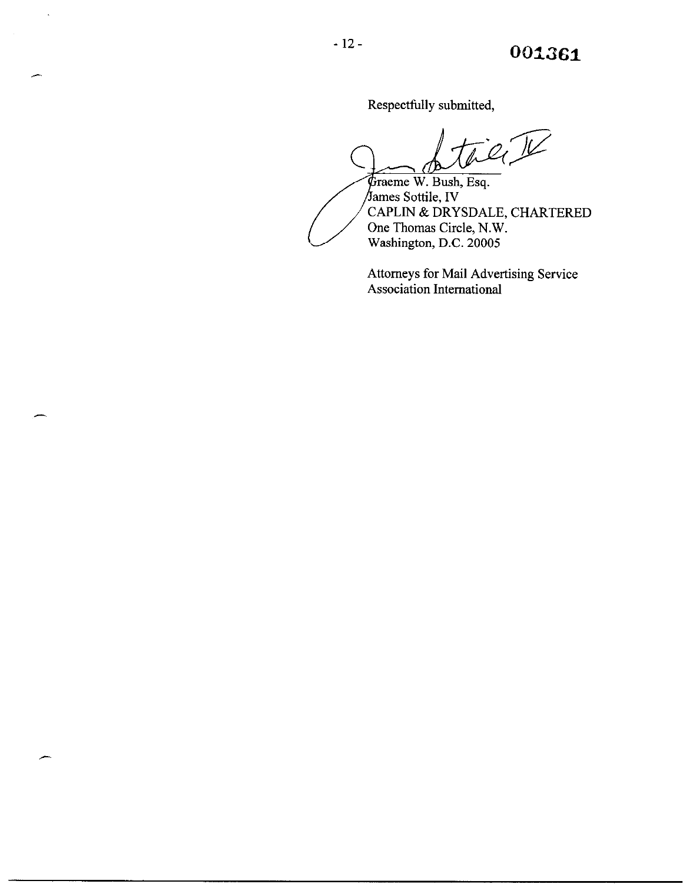Respectfully submitted,

Graeme W. Bush, Esq.
James Sottile, IV
CAPLIN & DRYSDALE, CHARTERED
One Thomas Circle, N.W.
Washington, D.C. 20005

Attorneys for Mail Advertising Service Association International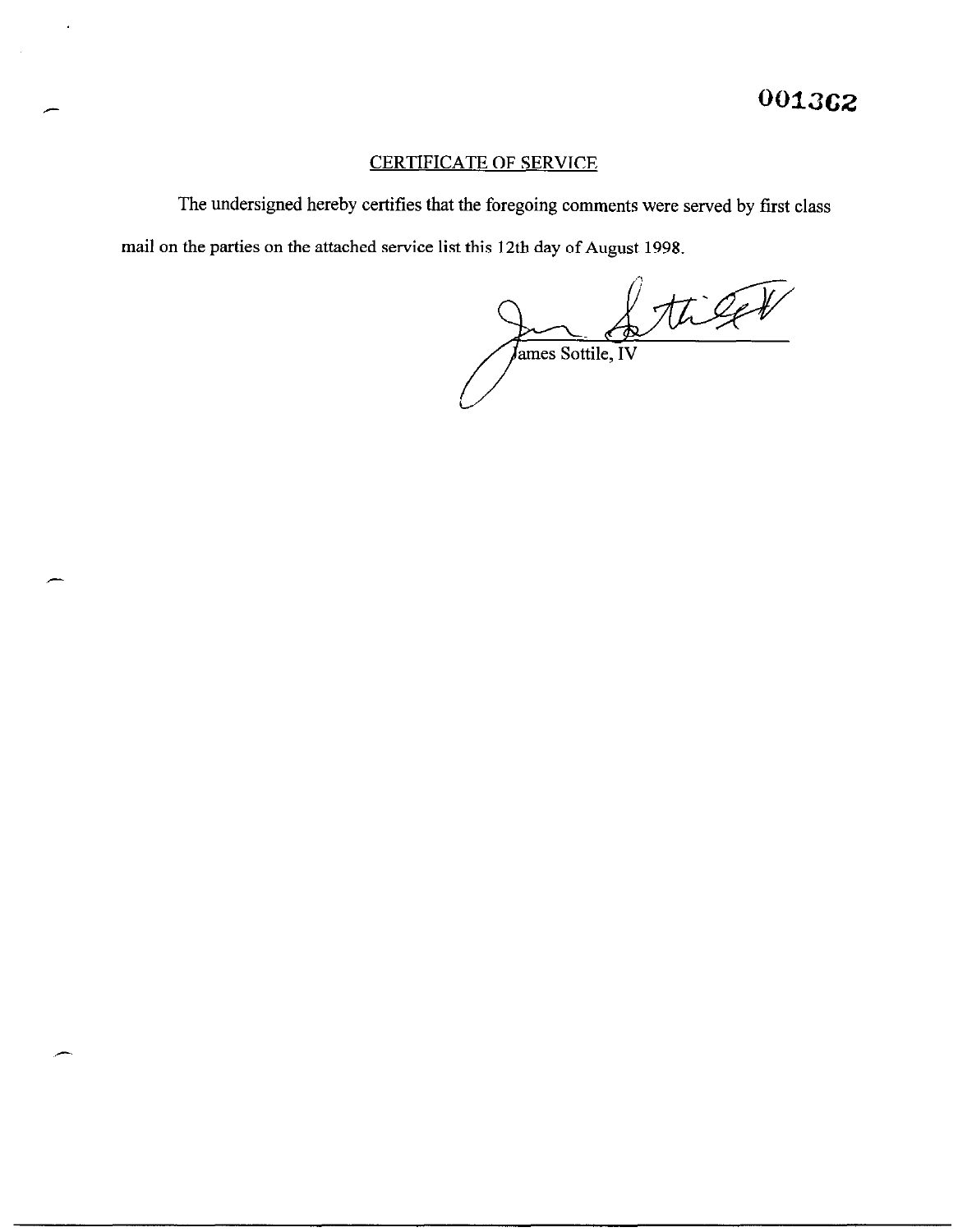## CERTIFICATE OF SERVICE

The undersigned hereby certifies that the foregoing comments were served by first class mail on the parties on the attached service list this 12th day of August 1998.

James Sottile, IV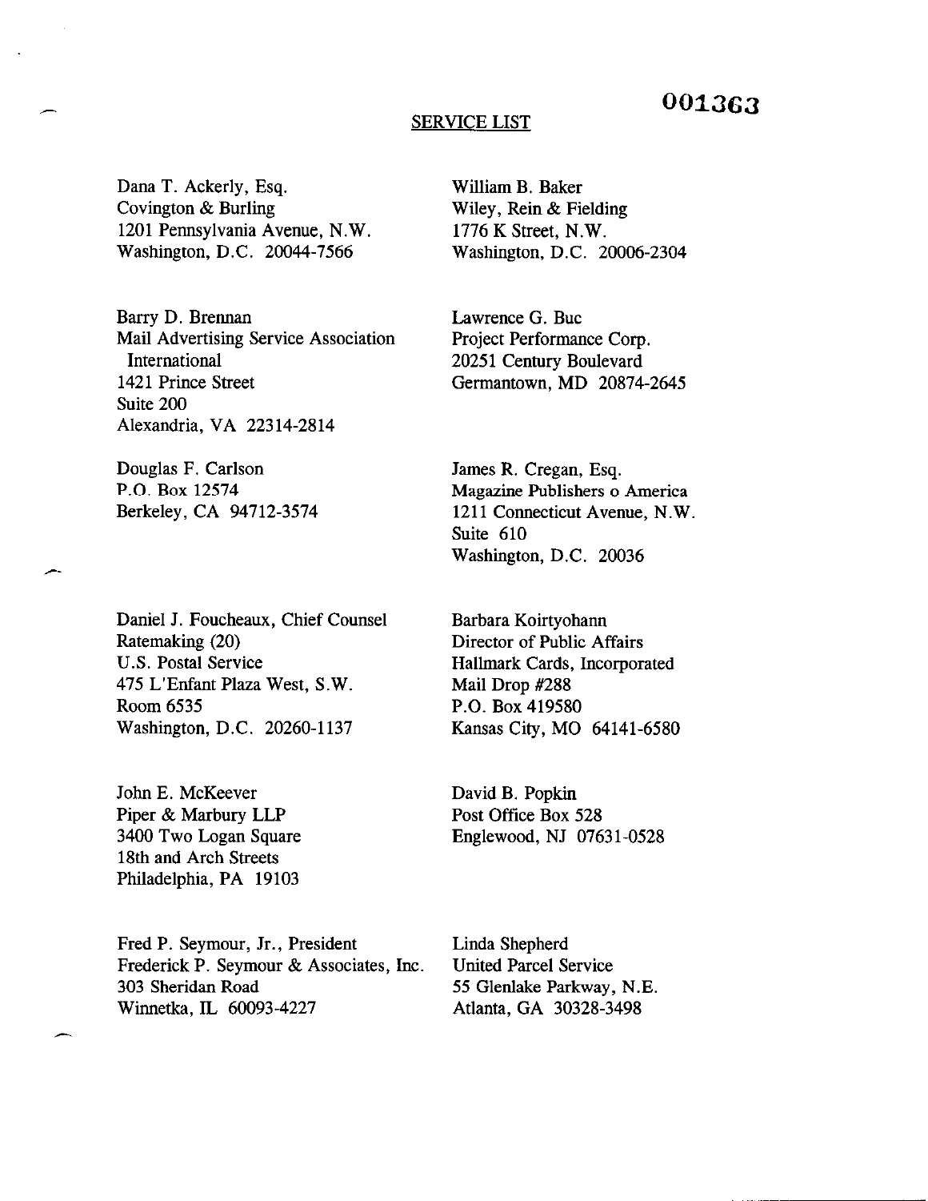001363

## SERVICE LIST

Dana T. Ackerly, Esq.
Covington & Burling
1201 Pennsylvania Avenue, N.W.
Washington, D.C. 20044-7566

William B. Baker
Wiley, Rein & Fielding
1776 K Street, N.W.
Washington, D.C. 20006-2304

Barry D. Brennan
Mail Advertising Service Association International
1421 Prince Street
Suite 200
Alexandria, VA 22314-2814

Lawrence G. Buc
Project Performance Corp.
20251 Century Boulevard
Germantown, MD 20874-2645

Douglas F. Carlson
P.O. Box 12574
Berkeley, CA 94712-3574

James R. Cregan, Esq.
Magazine Publishers o America
1211 Connecticut Avenue, N.W.
Suite 610
Washington, D.C. 20036

Daniel J. Foucheaux, Chief Counsel
Ratemaking (20)
U.S. Postal Service
475 L'Enfant Plaza West, S.W.
Room 6535
Washington, D.C. 20260-1137

Barbara Koirtyohann
Director of Public Affairs
Hallmark Cards, Incorporated
Mail Drop #288
P.O. Box 419580
Kansas City, MO 64141-6580

John E. McKeever
Piper & Marbury LLP
3400 Two Logan Square
18th and Arch Streets
Philadelphia, PA 19103

David B. Popkin
Post Office Box 528
Englewood, NJ 07631-0528

Fred P. Seymour, Jr., President
Frederick P. Seymour & Associates, Inc.
303 Sheridan Road
Winnetka, IL 60093-4227

Linda Shepherd
United Parcel Service
55 Glenlake Parkway, N.E.
Atlanta, GA 30328-3498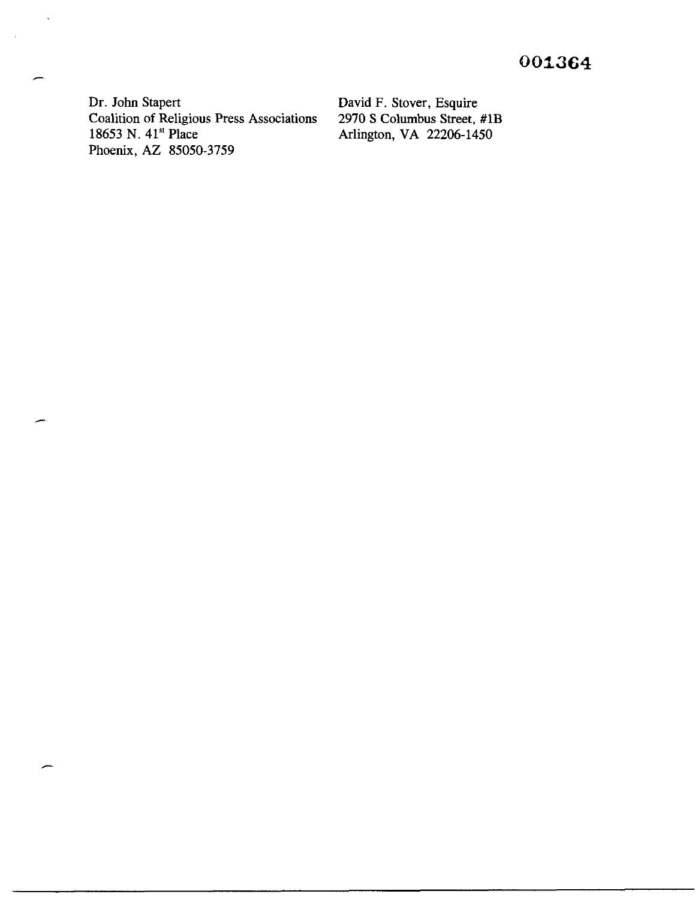001364

Dr. John Stapert
Coalition of Religious Press Associations
18653 N. 41st Place
Phoenix, AZ 85050-3759

David F. Stover, Esquire
2970 S Columbus Street, #1B
Arlington, VA 22206-1450